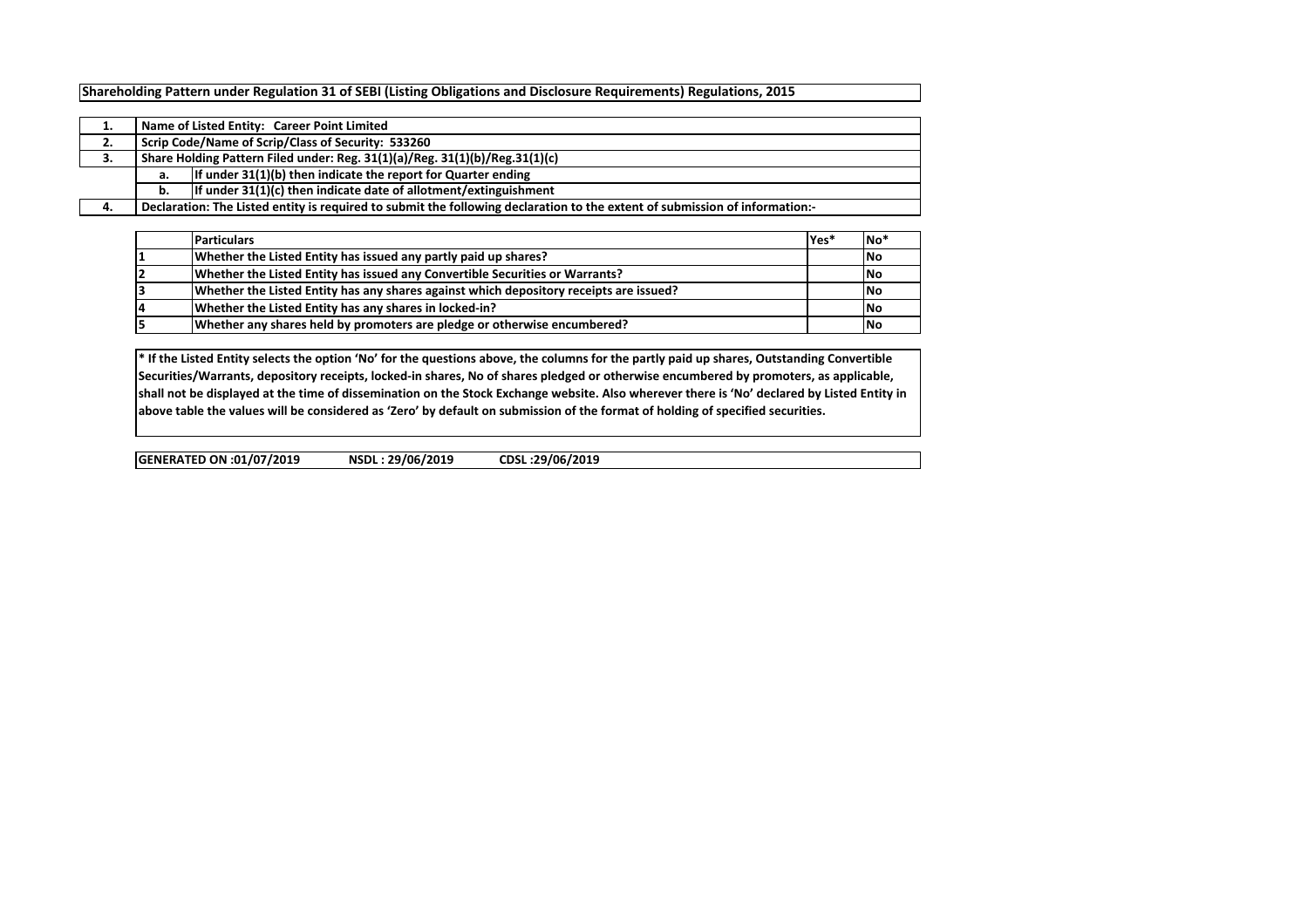**Shareholding Pattern under Regulation 31 of SEBI (Listing Obligations and Disclosure Requirements) Regulations, 2015**

| | | |
|---|---|---|
| **1.** | **Name of Listed Entity: Career Point Limited** | |
| **2.** | **Scrip Code/Name of Scrip/Class of Security: 533260** | |
| **3.** | **Share Holding Pattern Filed under: Reg. 31(1)(a)/Reg. 31(1)(b)/Reg.31(1)(c)** | |
| | **a.** | **If under 31(1)(b) then indicate the report for Quarter ending** |
| | **b.** | **If under 31(1)(c) then indicate date of allotment/extinguishment** |
| **4.** | **Declaration: The Listed entity is required to submit the following declaration to the extent of submission of information:-** | |

| | **Particulars** | **Yes*** | **No*** |
|---|---|---|---|
| **1** | **Whether the Listed Entity has issued any partly paid up shares?** | | **No** |
| **2** | **Whether the Listed Entity has issued any Convertible Securities or Warrants?** | | **No** |
| **3** | **Whether the Listed Entity has any shares against which depository receipts are issued?** | | **No** |
| **4** | **Whether the Listed Entity has any shares in locked-in?** | | **No** |
| **5** | **Whether any shares held by promoters are pledge or otherwise encumbered?** | | **No** |

**\* If the Listed Entity selects the option 'No' for the questions above, the columns for the partly paid up shares, Outstanding Convertible Securities/Warrants, depository receipts, locked-in shares, No of shares pledged or otherwise encumbered by promoters, as applicable, shall not be displayed at the time of dissemination on the Stock Exchange website. Also wherever there is 'No' declared by Listed Entity in above table the values will be considered as 'Zero' by default on submission of the format of holding of specified securities.**

**GENERATED ON :01/07/2019 NSDL : 29/06/2019 CDSL :29/06/2019**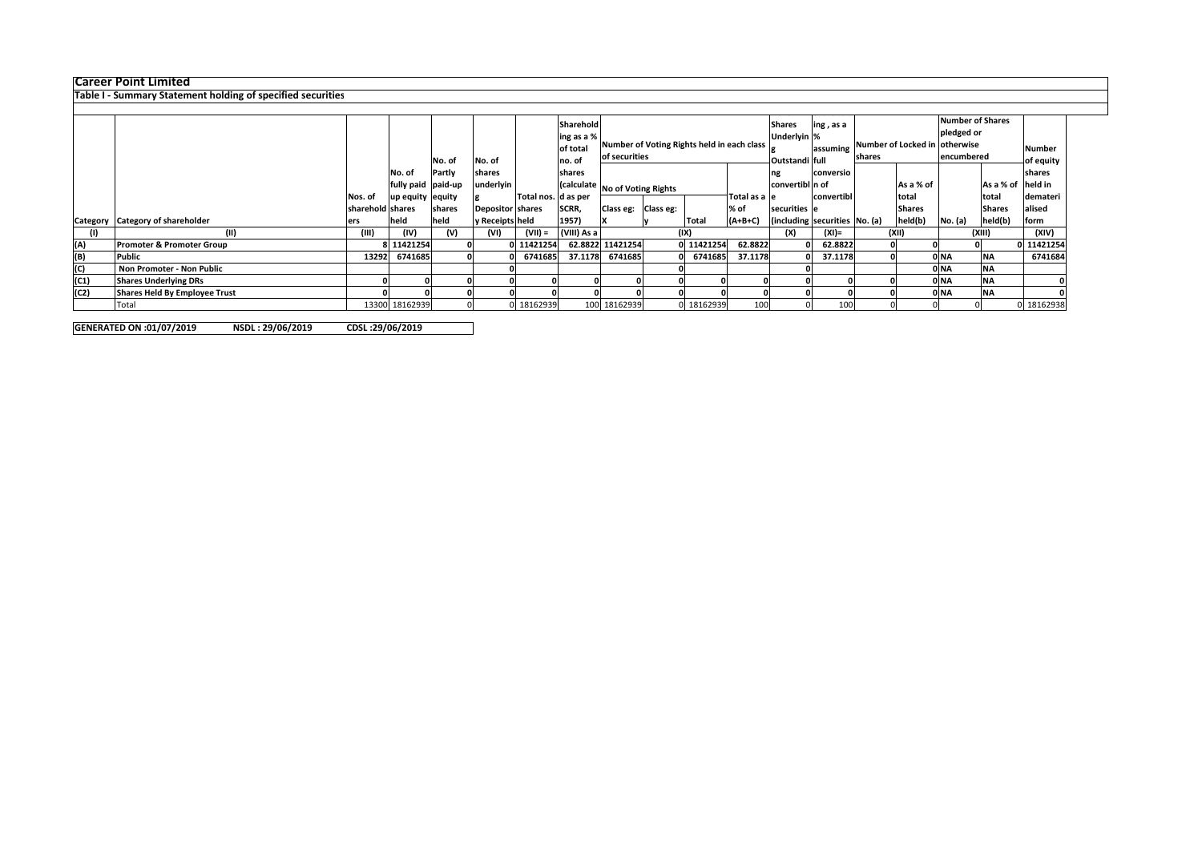**Career Point Limited**

**Table I - Summary Statement holding of specified securities**

| Category | Category of shareholder | Nos. of shareholders | No. of fully paid up equity shares held | No. of Partly paid-up equity shares held | No. of shares underlying Depository Receipts | Total nos. shares held | Shareholding as a % of total no. of shares (calculated as per SCRR, 1957) | Number of Voting Rights held in each class of securities | | | | No. of Shares Underlying Outstanding convertible securities (including | Shareholding, as a % assuming full conversion of convertible securities | Number of Locked in shares | | Number of Shares pledged or otherwise encumbered | | Number of equity shares held in dematerialised form |
|---|---|---|---|---|---|---|---|---|---|---|---|---|---|---|---|---|---|---|
| | | | | | | | | No of Voting Rights | | | Total as a % of (A+B+C) | | | No. (a) | As a % of total Shares held(b) | No. (a) | As a % of total Shares held(b) | |
| | | | | | | | | Class eg: X | Class eg: y | Total | | | | | | | | |
| (I) | (II) | (III) | (IV) | (V) | (VI) | (VII) = | (VIII) As a | (IX) | | | | (X) | (XI)= | (XII) | | (XIII) | | (XIV) |
| (A) | **Promoter & Promoter Group** | 8 | 11421254 | 0 | 0 | 11421254 | 62.8822 | 11421254 | 0 | 11421254 | 62.8822 | 0 | 62.8822 | 0 | 0 | 0 | 0 | 11421254 |
| (B) | **Public** | 13292 | 6741685 | 0 | 0 | 6741685 | 37.1178 | 6741685 | 0 | 6741685 | 37.1178 | 0 | 37.1178 | 0 | 0 | NA | NA | 6741684 |
| (C) | **Non Promoter - Non Public** | | | | 0 | | | | 0 | | | 0 | | | 0 | NA | NA | |
| (C1) | **Shares Underlying DRs** | 0 | 0 | 0 | 0 | 0 | 0 | 0 | 0 | 0 | 0 | 0 | 0 | 0 | 0 | NA | NA | 0 |
| (C2) | **Shares Held By Employee Trust** | 0 | 0 | 0 | 0 | 0 | 0 | 0 | 0 | 0 | 0 | 0 | 0 | 0 | 0 | NA | NA | 0 |
| | Total | 13300 | 18162939 | 0 | 0 | 18162939 | 100 | 18162939 | 0 | 18162939 | 100 | 0 | 100 | 0 | 0 | 0 | 0 | 18162938 |

**GENERATED ON :01/07/2019 NSDL : 29/06/2019 CDSL :29/06/2019**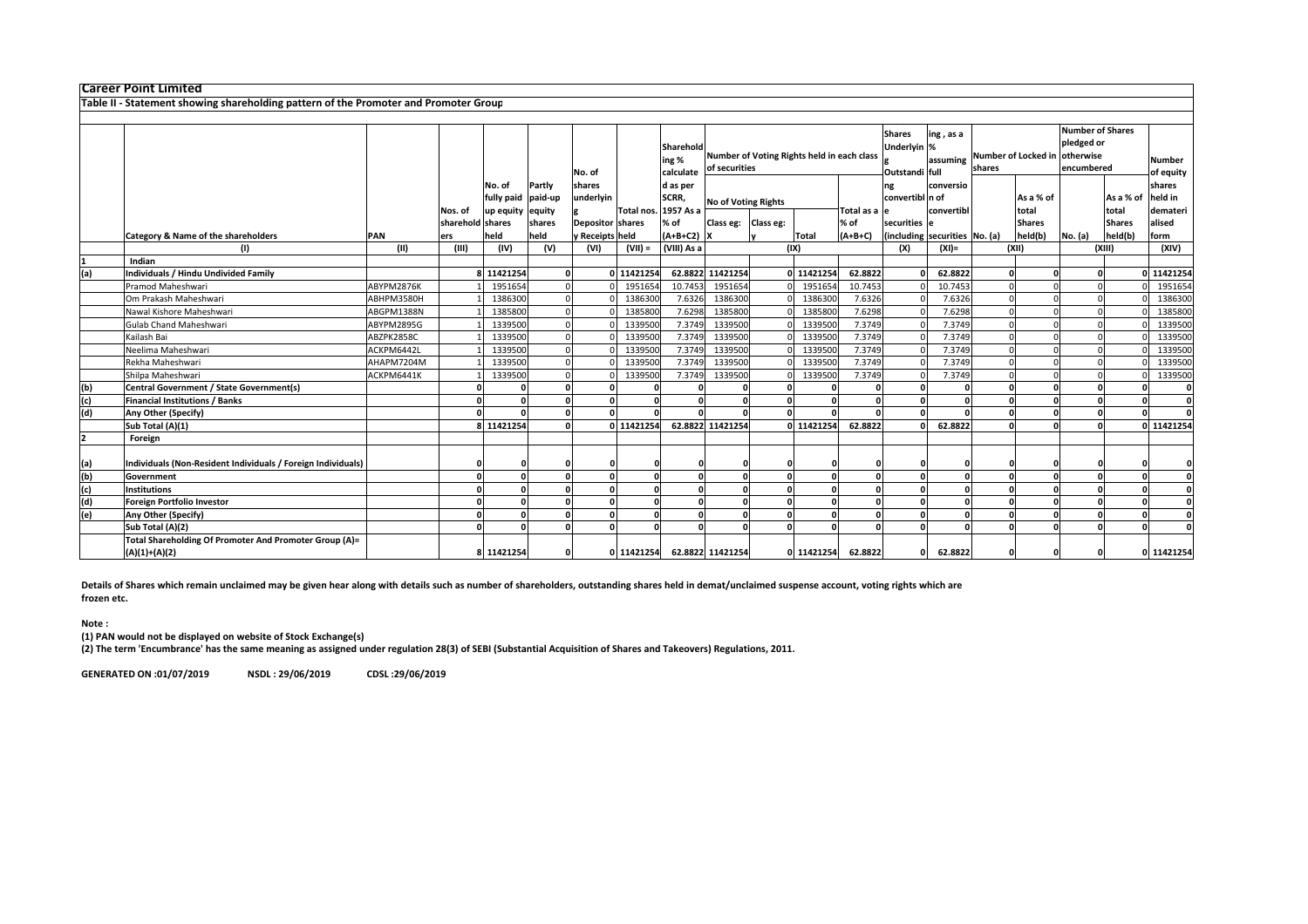# Career Point Limited

## Table II - Statement showing shareholding pattern of the Promoter and Promoter Group

| | Category & Name of the shareholders | PAN | Nos. of shareholders | No. of fully paid up equity shares held | Partly paid-up equity shares held | No. of shares underlying Depository Receipts | Total nos. shares held | Shareholding % calculated as per SCRR, 1957 As a % of (A+B+C2) | Number of Voting Rights held in each class of securities | | | | No. of Shares Underlying Outstanding convertible securities (including Warrants) | Shareholding , as a % assuming full conversion of convertible securities (as a percentage of diluted share capital) | Number of Locked in shares | | Number of Shares pledged or otherwise encumbered | | Number of equity shares held in dematerialised form |
|---|---|---|---|---|---|---|---|---|---|---|---|---|---|---|---|---|---|---|---|
| | | | | | | | | | No of Voting Rights | | | Total as a % of (A+B+C) | | | No. (a) | As a % of total Shares held(b) | No. (a) | As a % of total Shares held(b) | |
| | | | | | | | | | Class eg: X | Class eg: y | Total | | | | | | | | |
| | (I) | (II) | (III) | (IV) | (V) | (VI) | (VII) = | (VIII) As a | (IX) | | | | (X) | (XI)= | (XII) | | (XIII) | | (XIV) |
| 1 | **Indian** | | | | | | | | | | | | | | | | | | |
| (a) | **Individuals / Hindu Undivided Family** | | **8** | **11421254** | **0** | **0** | **11421254** | **62.8822** | **11421254** | **0** | **11421254** | **62.8822** | **0** | **62.8822** | **0** | **0** | **0** | **0** | **11421254** |
| | Pramod Maheshwari | ABYPM2876K | 1 | 1951654 | 0 | 0 | 1951654 | 10.7453 | 1951654 | 0 | 1951654 | 10.7453 | 0 | 10.7453 | 0 | 0 | 0 | 0 | 1951654 |
| | Om Prakash Maheshwari | ABHPM3580H | 1 | 1386300 | 0 | 0 | 1386300 | 7.6326 | 1386300 | 0 | 1386300 | 7.6326 | 0 | 7.6326 | 0 | 0 | 0 | 0 | 1386300 |
| | Nawal Kishore Maheshwari | ABGPM1388N | 1 | 1385800 | 0 | 0 | 1385800 | 7.6298 | 1385800 | 0 | 1385800 | 7.6298 | 0 | 7.6298 | 0 | 0 | 0 | 0 | 1385800 |
| | Gulab Chand Maheshwari | ABYPM2895G | 1 | 1339500 | 0 | 0 | 1339500 | 7.3749 | 1339500 | 0 | 1339500 | 7.3749 | 0 | 7.3749 | 0 | 0 | 0 | 0 | 1339500 |
| | Kailash Bai | ABZPK2858C | 1 | 1339500 | 0 | 0 | 1339500 | 7.3749 | 1339500 | 0 | 1339500 | 7.3749 | 0 | 7.3749 | 0 | 0 | 0 | 0 | 1339500 |
| | Neelima Maheshwari | ACKPM6442L | 1 | 1339500 | 0 | 0 | 1339500 | 7.3749 | 1339500 | 0 | 1339500 | 7.3749 | 0 | 7.3749 | 0 | 0 | 0 | 0 | 1339500 |
| | Rekha Maheshwari | AHAPM7204M | 1 | 1339500 | 0 | 0 | 1339500 | 7.3749 | 1339500 | 0 | 1339500 | 7.3749 | 0 | 7.3749 | 0 | 0 | 0 | 0 | 1339500 |
| | Shilpa Maheshwari | ACKPM6441K | 1 | 1339500 | 0 | 0 | 1339500 | 7.3749 | 1339500 | 0 | 1339500 | 7.3749 | 0 | 7.3749 | 0 | 0 | 0 | 0 | 1339500 |
| (b) | **Central Government / State Government(s)** | | **0** | **0** | **0** | **0** | **0** | **0** | **0** | **0** | **0** | **0** | **0** | **0** | **0** | **0** | **0** | **0** | **0** |
| (c) | **Financial Institutions / Banks** | | **0** | **0** | **0** | **0** | **0** | **0** | **0** | **0** | **0** | **0** | **0** | **0** | **0** | **0** | **0** | **0** | **0** |
| (d) | **Any Other (Specify)** | | **0** | **0** | **0** | **0** | **0** | **0** | **0** | **0** | **0** | **0** | **0** | **0** | **0** | **0** | **0** | **0** | **0** |
| | **Sub Total (A)(1)** | | **8** | **11421254** | **0** | **0** | **11421254** | **62.8822** | **11421254** | **0** | **11421254** | **62.8822** | **0** | **62.8822** | **0** | **0** | **0** | **0** | **11421254** |
| 2 | **Foreign** | | | | | | | | | | | | | | | | | | |
| (a) | **Individuals (Non-Resident Individuals / Foreign Individuals)** | | **0** | **0** | **0** | **0** | **0** | **0** | **0** | **0** | **0** | **0** | **0** | **0** | **0** | **0** | **0** | **0** | **0** |
| (b) | **Government** | | **0** | **0** | **0** | **0** | **0** | **0** | **0** | **0** | **0** | **0** | **0** | **0** | **0** | **0** | **0** | **0** | **0** |
| (c) | **Institutions** | | **0** | **0** | **0** | **0** | **0** | **0** | **0** | **0** | **0** | **0** | **0** | **0** | **0** | **0** | **0** | **0** | **0** |
| (d) | **Foreign Portfolio Investor** | | **0** | **0** | **0** | **0** | **0** | **0** | **0** | **0** | **0** | **0** | **0** | **0** | **0** | **0** | **0** | **0** | **0** |
| (e) | **Any Other (Specify)** | | **0** | **0** | **0** | **0** | **0** | **0** | **0** | **0** | **0** | **0** | **0** | **0** | **0** | **0** | **0** | **0** | **0** |
| | **Sub Total (A)(2)** | | **0** | **0** | **0** | **0** | **0** | **0** | **0** | **0** | **0** | **0** | **0** | **0** | **0** | **0** | **0** | **0** | **0** |
| | **Total Shareholding Of Promoter And Promoter Group (A)= (A)(1)+(A)(2)** | | **8** | **11421254** | **0** | **0** | **11421254** | **62.8822** | **11421254** | **0** | **11421254** | **62.8822** | **0** | **62.8822** | **0** | **0** | **0** | **0** | **11421254** |

**Details of Shares which remain unclaimed may be given hear along with details such as number of shareholders, outstanding shares held in demat/unclaimed suspense account, voting rights which are frozen etc.**

**Note :**

**(1) PAN would not be displayed on website of Stock Exchange(s)**

**(2) The term 'Encumbrance' has the same meaning as assigned under regulation 28(3) of SEBI (Substantial Acquisition of Shares and Takeovers) Regulations, 2011.**

**GENERATED ON :01/07/2019 NSDL : 29/06/2019 CDSL :29/06/2019**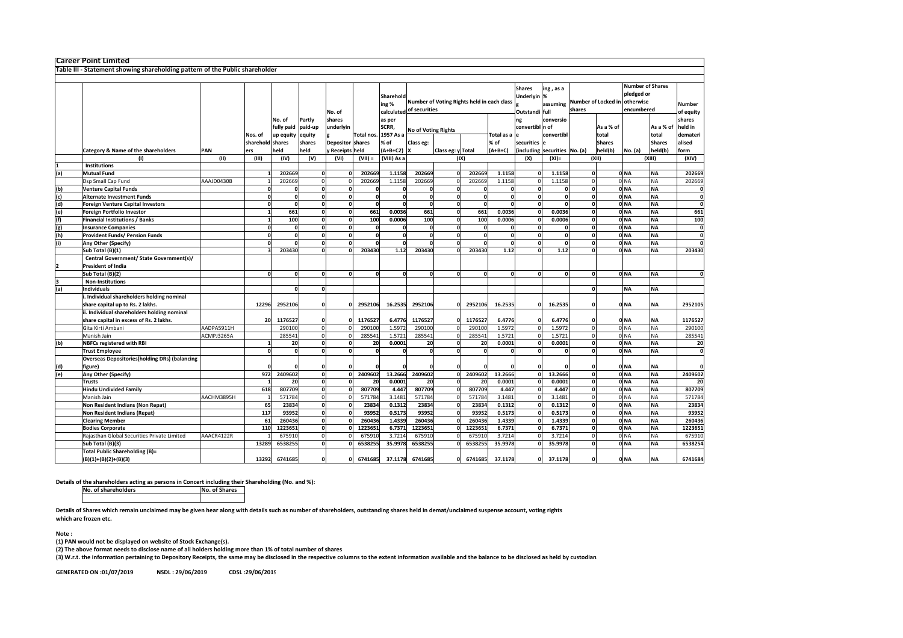# Career Point Limited

## Table III - Statement showing shareholding pattern of the Public shareholder

| | Category & Name of the shareholders | PAN | Nos. of shareholders | No. of fully paid up equity shares held | Partly paid-up equity shares held | No. of shares underlying Depository Receipts | Total nos. shares held | Shareholding % calculated as per SCRR, 1957 As a % of (A+B+C2) | Number of Voting Rights held in each class of securities | | | | Shares Underlying Outstanding convertible securities (including | Shareholding , as a % assuming full conversion of convertible securities | Number of Locked in shares | | Number of Shares pledged or otherwise encumbered | | Number of equity shares held in dematerialised form |
|---|---|---|---|---|---|---|---|---|---|---|---|---|---|---|---|---|---|---|---|
| | | | | | | | | | No of Voting Rights | | | Total as a % of (A+B+C) | | | No. (a) | As a % of total Shares held(b) | No. (a) | As a % of total Shares held(b) | |
| | | | | | | | | | Class eg: X | Class eg: y | Total | | | | | | | | |
| | (I) | (II) | (III) | (IV) | (V) | (VI) | (VII) = | (VIII) As a | (IX) | | | | (X) | (XI)= | (XII) | | (XIII) | | (XIV) |
| 1 | **Institutions** | | | | | | | | | | | | | | | | | | |
| (a) | **Mutual Fund** | | 1 | 202669 | 0 | 0 | 202669 | 1.1158 | 202669 | 0 | 202669 | 1.1158 | 0 | 1.1158 | 0 | 0 | NA | NA | 202669 |
| | Dsp Small Cap Fund | AAAJD0430B | 1 | 202669 | 0 | 0 | 202669 | 1.1158 | 202669 | 0 | 202669 | 1.1158 | 0 | 1.1158 | 0 | 0 | NA | NA | 202669 |
| (b) | **Venture Capital Funds** | | 0 | 0 | 0 | 0 | 0 | 0 | 0 | 0 | 0 | 0 | 0 | 0 | 0 | 0 | NA | NA | 0 |
| (c) | **Alternate Investment Funds** | | 0 | 0 | 0 | 0 | 0 | 0 | 0 | 0 | 0 | 0 | 0 | 0 | 0 | 0 | NA | NA | 0 |
| (d) | **Foreign Venture Capital Investors** | | 0 | 0 | 0 | 0 | 0 | 0 | 0 | 0 | 0 | 0 | 0 | 0 | 0 | 0 | NA | NA | 0 |
| (e) | **Foreign Portfolio Investor** | | 1 | 661 | 0 | 0 | 661 | 0.0036 | 661 | 0 | 661 | 0.0036 | 0 | 0.0036 | 0 | 0 | NA | NA | 661 |
| (f) | **Financial Institutions / Banks** | | 1 | 100 | 0 | 0 | 100 | 0.0006 | 100 | 0 | 100 | 0.0006 | 0 | 0.0006 | 0 | 0 | NA | NA | 100 |
| (g) | **Insurance Companies** | | 0 | 0 | 0 | 0 | 0 | 0 | 0 | 0 | 0 | 0 | 0 | 0 | 0 | 0 | NA | NA | 0 |
| (h) | **Provident Funds/ Pension Funds** | | 0 | 0 | 0 | 0 | 0 | 0 | 0 | 0 | 0 | 0 | 0 | 0 | 0 | 0 | NA | NA | 0 |
| (i) | **Any Other (Specify)** | | 0 | 0 | 0 | 0 | 0 | 0 | 0 | 0 | 0 | 0 | 0 | 0 | 0 | 0 | NA | NA | 0 |
| | **Sub Total (B)(1)** | | 3 | 203430 | 0 | 0 | 203430 | 1.12 | 203430 | 0 | 203430 | 1.12 | 0 | 1.12 | 0 | 0 | NA | NA | 203430 |
| 2 | **Central Government/ State Government(s)/ President of India** | | | | | | | | | | | | | | | | | | |
| | **Sub Total (B)(2)** | | 0 | 0 | 0 | 0 | 0 | 0 | 0 | 0 | 0 | 0 | 0 | 0 | 0 | 0 | NA | NA | 0 |
| 3 | **Non-Institutions** | | | | | | | | | | | | | | | | | | |
| (a) | **Individuals** | | | 0 | 0 | | | | | | | | | | 0 | | NA | NA | |
| | **i. Individual shareholders holding nominal share capital up to Rs. 2 lakhs.** | | 12296 | 2952106 | 0 | 0 | 2952106 | 16.2535 | 2952106 | 0 | 2952106 | 16.2535 | 0 | 16.2535 | 0 | 0 | NA | NA | 2952105 |
| | **ii. Individual shareholders holding nominal share capital in excess of Rs. 2 lakhs.** | | 20 | 1176527 | 0 | 0 | 1176527 | 6.4776 | 1176527 | 0 | 1176527 | 6.4776 | 0 | 6.4776 | 0 | 0 | NA | NA | 1176527 |
| | Gita Kirti Ambani | AADPA5911H | 1 | 290100 | 0 | 0 | 290100 | 1.5972 | 290100 | 0 | 290100 | 1.5972 | 0 | 1.5972 | 0 | 0 | NA | NA | 290100 |
| | Manish Jain | ACMPJ3265A | 1 | 285541 | 0 | 0 | 285541 | 1.5721 | 285541 | 0 | 285541 | 1.5721 | 0 | 1.5721 | 0 | 0 | NA | NA | 285541 |
| (b) | **NBFCs registered with RBI** | | 1 | 20 | 0 | 0 | 20 | 0.0001 | 20 | 0 | 20 | 0.0001 | 0 | 0.0001 | 0 | 0 | NA | NA | 20 |
| | **Trust Employee** | | 0 | 0 | 0 | 0 | 0 | 0 | 0 | 0 | 0 | 0 | 0 | 0 | 0 | 0 | NA | NA | 0 |
| (d) | **Overseas Depositories(holding DRs) (balancing figure)** | | 0 | 0 | 0 | 0 | 0 | 0 | 0 | 0 | 0 | 0 | 0 | 0 | 0 | 0 | NA | NA | 0 |
| (e) | **Any Other (Specify)** | | 972 | 2409602 | 0 | 0 | 2409602 | 13.2666 | 2409602 | 0 | 2409602 | 13.2666 | 0 | 13.2666 | 0 | 0 | NA | NA | 2409602 |
| | **Trusts** | | 1 | 20 | 0 | 0 | 20 | 0.0001 | 20 | 0 | 20 | 0.0001 | 0 | 0.0001 | 0 | 0 | NA | NA | 20 |
| | **Hindu Undivided Family** | | 618 | 807709 | 0 | 0 | 807709 | 4.447 | 807709 | 0 | 807709 | 4.447 | 0 | 4.447 | 0 | 0 | NA | NA | 807709 |
| | Manish Jain | AACHM3895H | 1 | 571784 | 0 | 0 | 571784 | 3.1481 | 571784 | 0 | 571784 | 3.1481 | 0 | 3.1481 | 0 | 0 | NA | NA | 571784 |
| | **Non Resident Indians (Non Repat)** | | 65 | 23834 | 0 | 0 | 23834 | 0.1312 | 23834 | 0 | 23834 | 0.1312 | 0 | 0.1312 | 0 | 0 | NA | NA | 23834 |
| | **Non Resident Indians (Repat)** | | 117 | 93952 | 0 | 0 | 93952 | 0.5173 | 93952 | 0 | 93952 | 0.5173 | 0 | 0.5173 | 0 | 0 | NA | NA | 93952 |
| | **Clearing Member** | | 61 | 260436 | 0 | 0 | 260436 | 1.4339 | 260436 | 0 | 260436 | 1.4339 | 0 | 1.4339 | 0 | 0 | NA | NA | 260436 |
| | **Bodies Corporate** | | 110 | 1223651 | 0 | 0 | 1223651 | 6.7371 | 1223651 | 0 | 1223651 | 6.7371 | 0 | 6.7371 | 0 | 0 | NA | NA | 1223651 |
| | Rajasthan Global Securities Private Limited | AAACR4122R | 1 | 675910 | 0 | 0 | 675910 | 3.7214 | 675910 | 0 | 675910 | 3.7214 | 0 | 3.7214 | 0 | 0 | NA | NA | 675910 |
| | **Sub Total (B)(3)** | | 13289 | 6538255 | 0 | 0 | 6538255 | 35.9978 | 6538255 | 0 | 6538255 | 35.9978 | 0 | 35.9978 | 0 | 0 | NA | NA | 6538254 |
| | **Total Public Shareholding (B)= (B)(1)+(B)(2)+(B)(3)** | | 13292 | 6741685 | 0 | 0 | 6741685 | 37.1178 | 6741685 | 0 | 6741685 | 37.1178 | 0 | 37.1178 | 0 | 0 | NA | NA | 6741684 |

**Details of the shareholders acting as persons in Concert including their Shareholding (No. and %):**

| No. of shareholders | No. of Shares |
|---|---|
| | |

**Details of Shares which remain unclaimed may be given hear along with details such as number of shareholders, outstanding shares held in demat/unclaimed suspense account, voting rights which are frozen etc.**

**Note :**

**(1) PAN would not be displayed on website of Stock Exchange(s).**

**(2) The above format needs to disclose name of all holders holding more than 1% of total number of shares**

**(3) W.r.t. the information pertaining to Depository Receipts, the same may be disclosed in the respective columns to the extent information available and the balance to be disclosed as held by custodian.**

**GENERATED ON :01/07/2019 NSDL : 29/06/2019 CDSL :29/06/2019**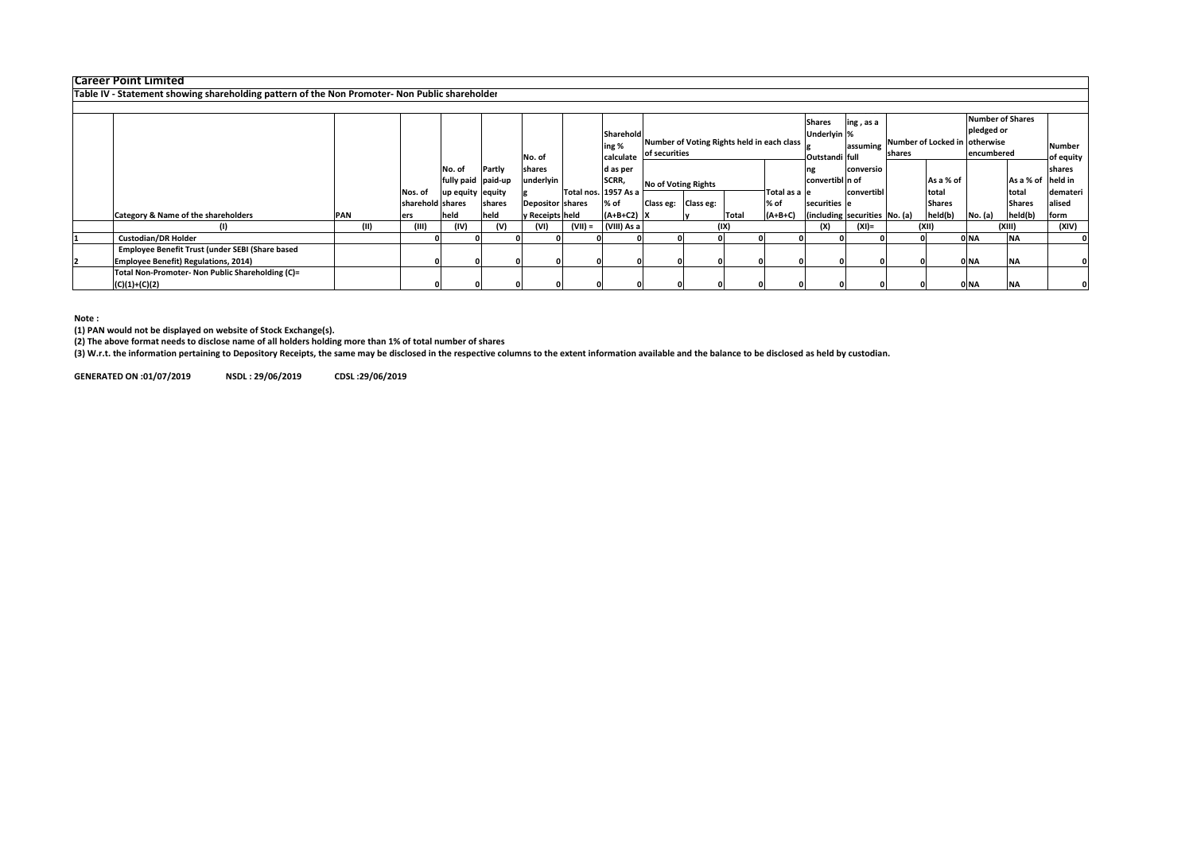## Career Point Limited

### Table IV - Statement showing shareholding pattern of the Non Promoter- Non Public shareholder

| | Category & Name of the shareholders | PAN | Nos. of shareholders | No. of fully paid up equity shares held | Partly paid-up equity shares held | No. of shares underlying Depository Receipts | Total nos. shares held | Shareholding % calculated as per SCRR, 1957 As a % of (A+B+C2) | Number of Voting Rights held in each class of securities | | | | Shares Underlying Outstanding convertible securities (including | Shareholding , as a % assuming full conversion of convertible securities | Number of Locked in shares | | Number of Shares pledged or otherwise encumbered | | Number of equity shares held in dematerialised form |
|---|---|---|---|---|---|---|---|---|---|---|---|---|---|---|---|---|---|---|---|
| | | | | | | | | | No of Voting Rights | | | Total as a % of (A+B+C) | | | No. (a) | As a % of total Shares held(b) | No. (a) | As a % of total Shares held(b) | |
| | | | | | | | | | Class eg: X | Class eg: y | Total | | | | | | | | |
| | (I) | (II) | (III) | (IV) | (V) | (VI) | (VII) = | (VIII) As a | (IX) | | | | (X) | (XI)= | (XII) | | (XIII) | | (XIV) |
| 1 | Custodian/DR Holder | | 0 | 0 | 0 | 0 | 0 | 0 | 0 | 0 | 0 | 0 | 0 | 0 | 0 | 0 | NA | NA | 0 |
| 2 | Employee Benefit Trust (under SEBI (Share based Employee Benefit) Regulations, 2014) | | 0 | 0 | 0 | 0 | 0 | 0 | 0 | 0 | 0 | 0 | 0 | 0 | 0 | 0 | NA | NA | 0 |
| | Total Non-Promoter- Non Public Shareholding (C)= (C)(1)+(C)(2) | | 0 | 0 | 0 | 0 | 0 | 0 | 0 | 0 | 0 | 0 | 0 | 0 | 0 | 0 | NA | NA | 0 |

**Note :**

**(1) PAN would not be displayed on website of Stock Exchange(s).**

**(2) The above format needs to disclose name of all holders holding more than 1% of total number of shares**

**(3) W.r.t. the information pertaining to Depository Receipts, the same may be disclosed in the respective columns to the extent information available and the balance to be disclosed as held by custodian.**

**GENERATED ON :01/07/2019 NSDL : 29/06/2019 CDSL :29/06/2019**